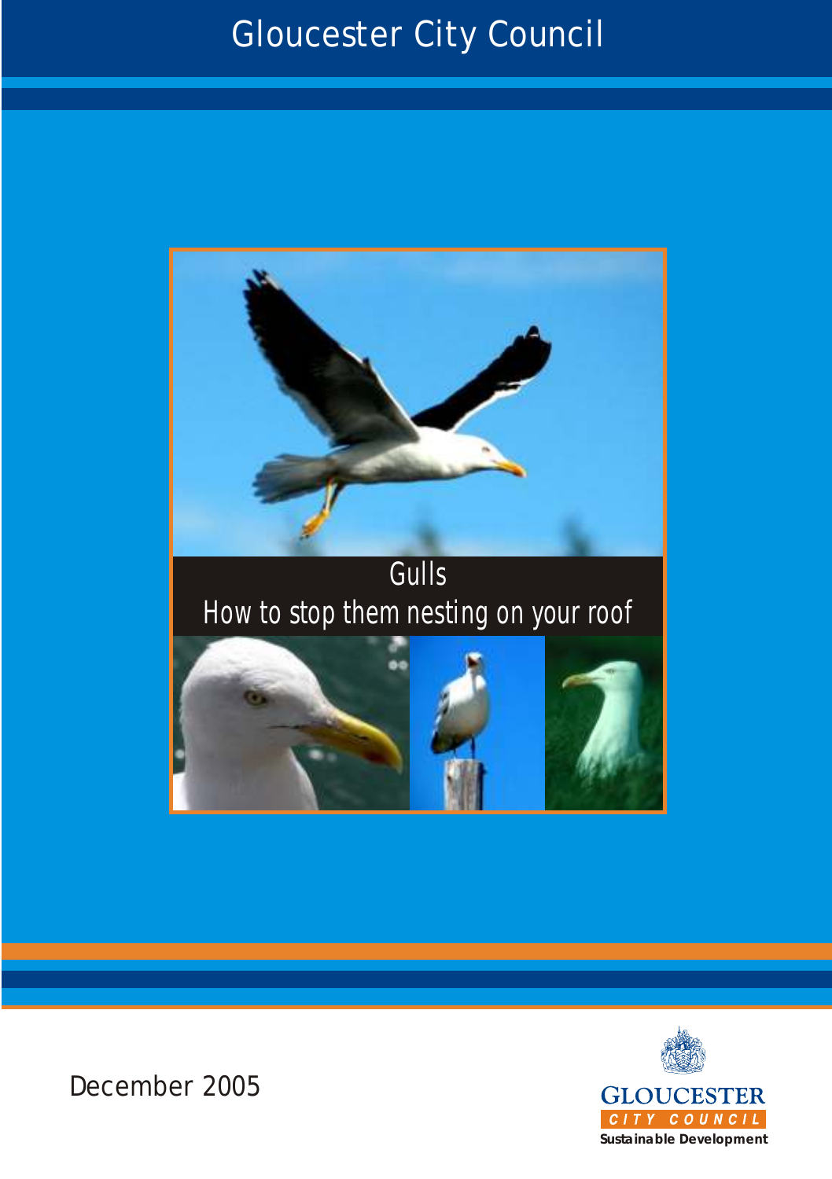Gloucester City Council

# Gulls

## How to stop them nesting on your roof

December 2005

GLOUCESTER CITY COUNCIL

Sustainable Development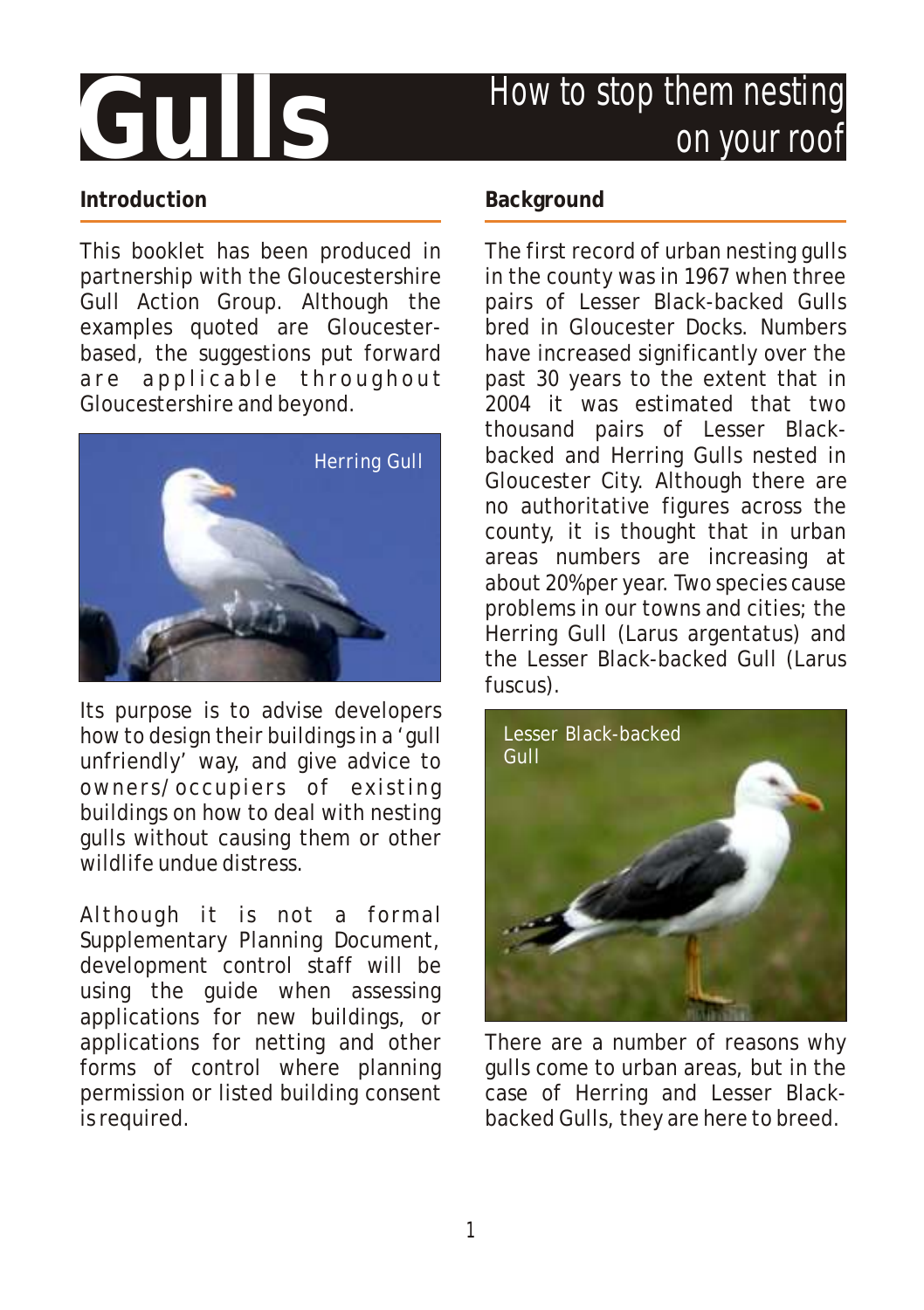# Gulls

## How to stop them nesting on your roof

### Introduction

This booklet has been produced in partnership with the Gloucestershire Gull Action Group. Although the examples quoted are Gloucester-based, the suggestions put forward are applicable throughout Gloucestershire and beyond.

Herring Gull

Its purpose is to advise developers how to design their buildings in a 'gull unfriendly' way, and give advice to owners/occupiers of existing buildings on how to deal with nesting gulls without causing them or other wildlife undue distress.

Although it is not a formal Supplementary Planning Document, development control staff will be using the guide when assessing applications for new buildings, or applications for netting and other forms of control where planning permission or listed building consent is required.

### Background

The first record of urban nesting gulls in the county was in 1967 when three pairs of Lesser Black-backed Gulls bred in Gloucester Docks. Numbers have increased significantly over the past 30 years to the extent that in 2004 it was estimated that two thousand pairs of Lesser Black-backed and Herring Gulls nested in Gloucester City. Although there are no authoritative figures across the county, it is thought that in urban areas numbers are increasing at about 20%per year. Two species cause problems in our towns and cities; the Herring Gull (Larus argentatus) and the Lesser Black-backed Gull (Larus fuscus).

Lesser Black-backed Gull

There are a number of reasons why gulls come to urban areas, but in the case of Herring and Lesser Black-backed Gulls, they are here to breed.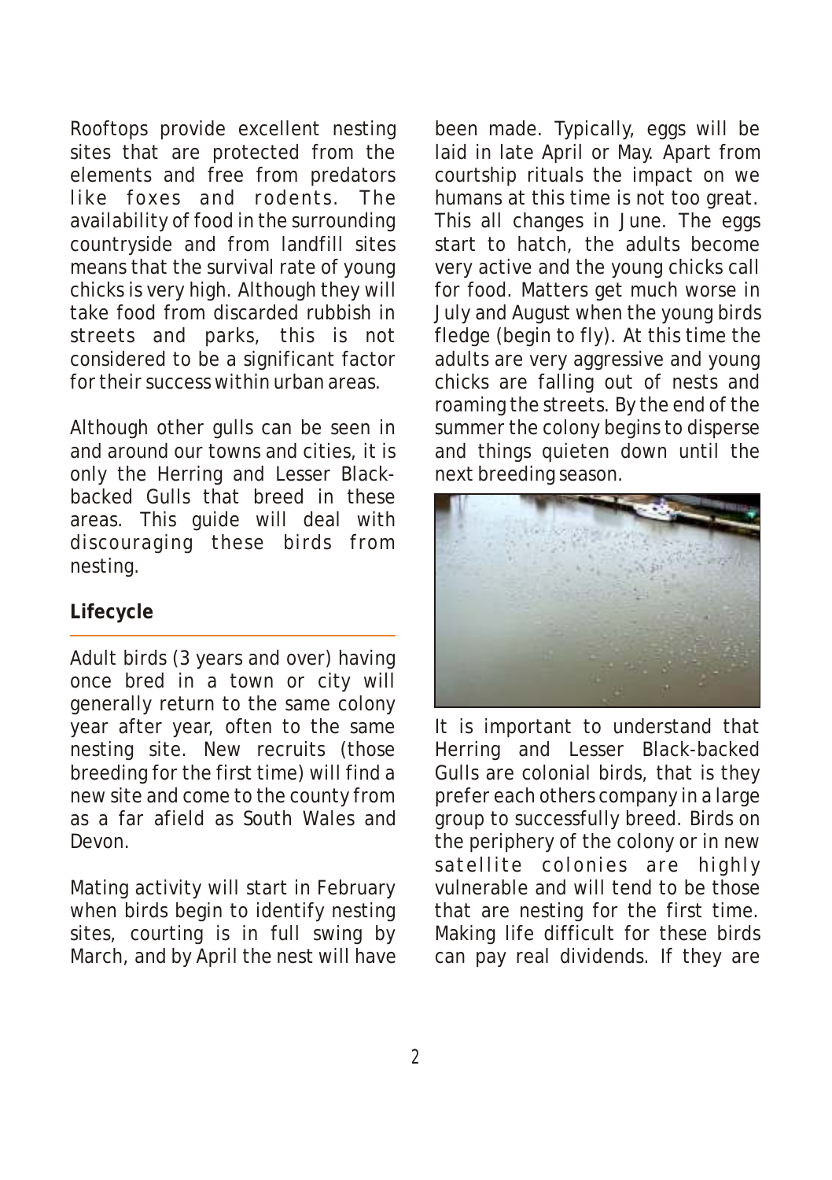Rooftops provide excellent nesting sites that are protected from the elements and free from predators like foxes and rodents. The availability of food in the surrounding countryside and from landfill sites means that the survival rate of young chicks is very high. Although they will take food from discarded rubbish in streets and parks, this is not considered to be a significant factor for their success within urban areas.

Although other gulls can be seen in and around our towns and cities, it is only the Herring and Lesser Black-backed Gulls that breed in these areas. This guide will deal with discouraging these birds from nesting.

## Lifecycle

Adult birds (3 years and over) having once bred in a town or city will generally return to the same colony year after year, often to the same nesting site. New recruits (those breeding for the first time) will find a new site and come to the county from as a far afield as South Wales and Devon.

Mating activity will start in February when birds begin to identify nesting sites, courting is in full swing by March, and by April the nest will have been made. Typically, eggs will be laid in late April or May. Apart from courtship rituals the impact on we humans at this time is not too great. This all changes in June. The eggs start to hatch, the adults become very active and the young chicks call for food. Matters get much worse in July and August when the young birds fledge (begin to fly). At this time the adults are very aggressive and young chicks are falling out of nests and roaming the streets. By the end of the summer the colony begins to disperse and things quieten down until the next breeding season.

It is important to understand that Herring and Lesser Black-backed Gulls are colonial birds, that is they prefer each others company in a large group to successfully breed. Birds on the periphery of the colony or in new satellite colonies are highly vulnerable and will tend to be those that are nesting for the first time. Making life difficult for these birds can pay real dividends. If they are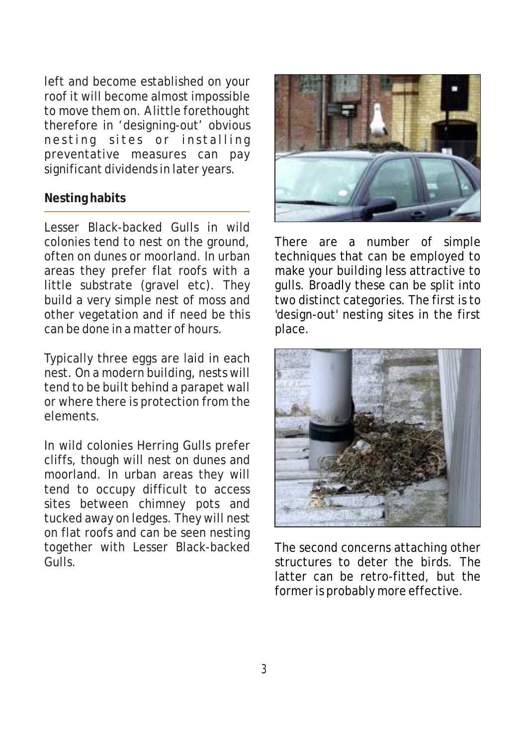left and become established on your roof it will become almost impossible to move them on. A little forethought therefore in 'designing-out' obvious nesting sites or installing preventative measures can pay significant dividends in later years.

## Nesting habits

Lesser Black-backed Gulls in wild colonies tend to nest on the ground, often on dunes or moorland. In urban areas they prefer flat roofs with a little substrate (gravel etc). They build a very simple nest of moss and other vegetation and if need be this can be done in a matter of hours.

Typically three eggs are laid in each nest. On a modern building, nests will tend to be built behind a parapet wall or where there is protection from the elements.

In wild colonies Herring Gulls prefer cliffs, though will nest on dunes and moorland. In urban areas they will tend to occupy difficult to access sites between chimney pots and tucked away on ledges. They will nest on flat roofs and can be seen nesting together with Lesser Black-backed Gulls.

There are a number of simple techniques that can be employed to make your building less attractive to gulls. Broadly these can be split into two distinct categories. The first is to 'design-out' nesting sites in the first place.

The second concerns attaching other structures to deter the birds. The latter can be retro-fitted, but the former is probably more effective.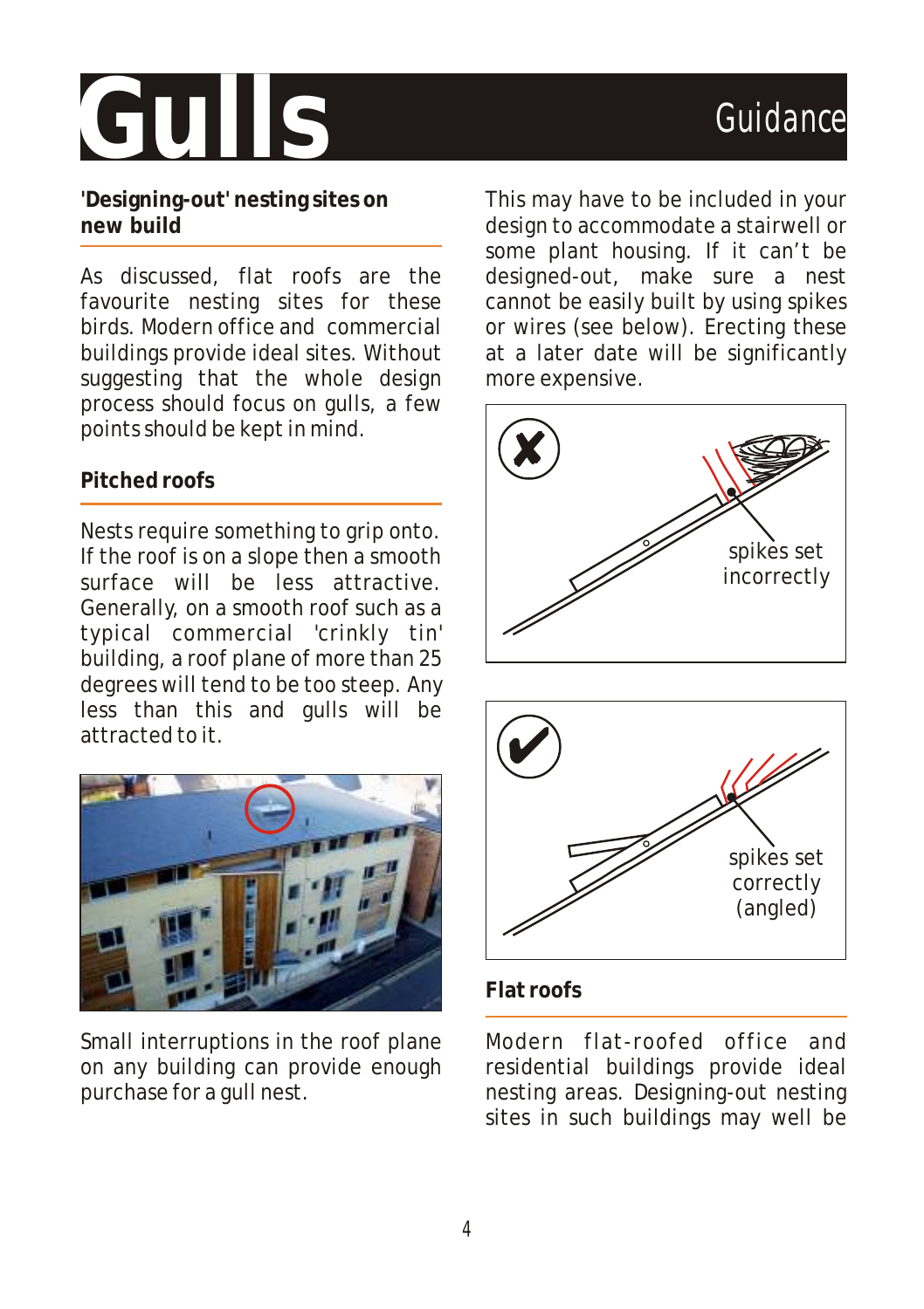# Gulls

Guidance

## 'Designing-out' nesting sites on new build

As discussed, flat roofs are the favourite nesting sites for these birds. Modern office and commercial buildings provide ideal sites. Without suggesting that the whole design process should focus on gulls, a few points should be kept in mind.

### Pitched roofs

Nests require something to grip onto. If the roof is on a slope then a smooth surface will be less attractive. Generally, on a smooth roof such as a typical commercial 'crinkly tin' building, a roof plane of more than 25 degrees will tend to be too steep. Any less than this and gulls will be attracted to it.

Small interruptions in the roof plane on any building can provide enough purchase for a gull nest.

This may have to be included in your design to accommodate a stairwell or some plant housing. If it can't be designed-out, make sure a nest cannot be easily built by using spikes or wires (see below). Erecting these at a later date will be significantly more expensive.

spikes set incorrectly

spikes set correctly (angled)

### Flat roofs

Modern flat-roofed office and residential buildings provide ideal nesting areas. Designing-out nesting sites in such buildings may well be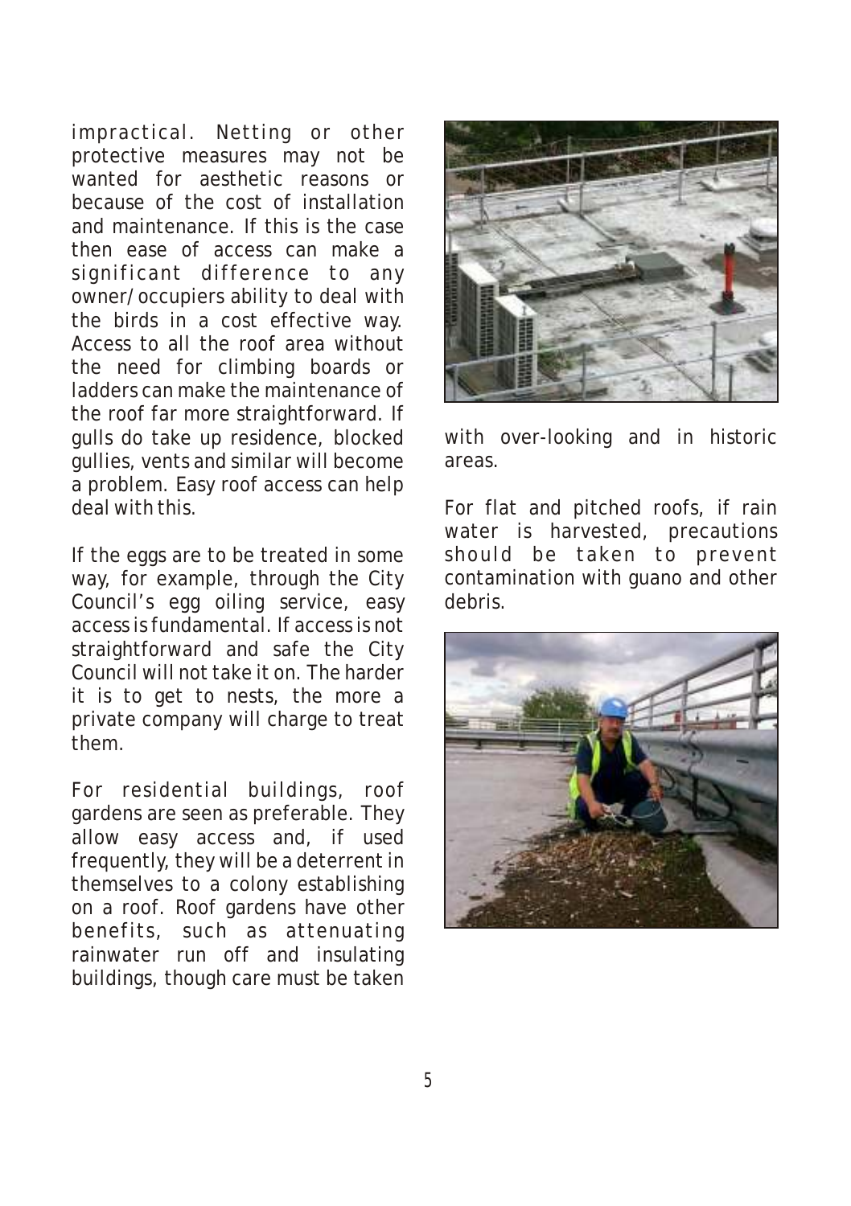impractical. Netting or other protective measures may not be wanted for aesthetic reasons or because of the cost of installation and maintenance. If this is the case then ease of access can make a significant difference to any owner/occupiers ability to deal with the birds in a cost effective way. Access to all the roof area without the need for climbing boards or ladders can make the maintenance of the roof far more straightforward. If gulls do take up residence, blocked gullies, vents and similar will become a problem. Easy roof access can help deal with this.

If the eggs are to be treated in some way, for example, through the City Council's egg oiling service, easy access is fundamental. If access is not straightforward and safe the City Council will not take it on. The harder it is to get to nests, the more a private company will charge to treat them.

For residential buildings, roof gardens are seen as preferable. They allow easy access and, if used frequently, they will be a deterrent in themselves to a colony establishing on a roof. Roof gardens have other benefits, such as attenuating rainwater run off and insulating buildings, though care must be taken with over-looking and in historic areas.

For flat and pitched roofs, if rain water is harvested, precautions should be taken to prevent contamination with guano and other debris.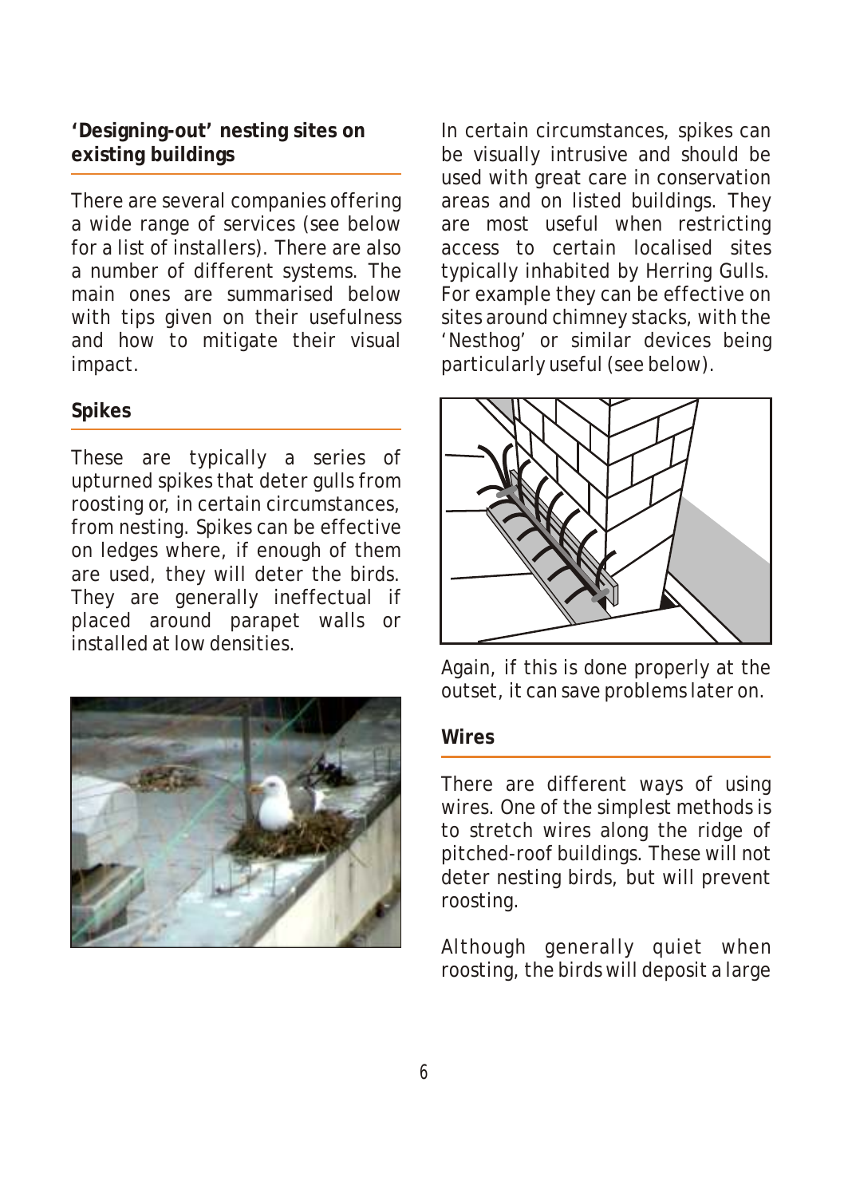## 'Designing-out' nesting sites on existing buildings

There are several companies offering a wide range of services (see below for a list of installers). There are also a number of different systems. The main ones are summarised below with tips given on their usefulness and how to mitigate their visual impact.

### Spikes

These are typically a series of upturned spikes that deter gulls from roosting or, in certain circumstances, from nesting. Spikes can be effective on ledges where, if enough of them are used, they will deter the birds. They are generally ineffectual if placed around parapet walls or installed at low densities.

In certain circumstances, spikes can be visually intrusive and should be used with great care in conservation areas and on listed buildings. They are most useful when restricting access to certain localised sites typically inhabited by Herring Gulls. For example they can be effective on sites around chimney stacks, with the 'Nesthog' or similar devices being particularly useful (see below).

Again, if this is done properly at the outset, it can save problems later on.

### Wires

There are different ways of using wires. One of the simplest methods is to stretch wires along the ridge of pitched-roof buildings. These will not deter nesting birds, but will prevent roosting.

Although generally quiet when roosting, the birds will deposit a large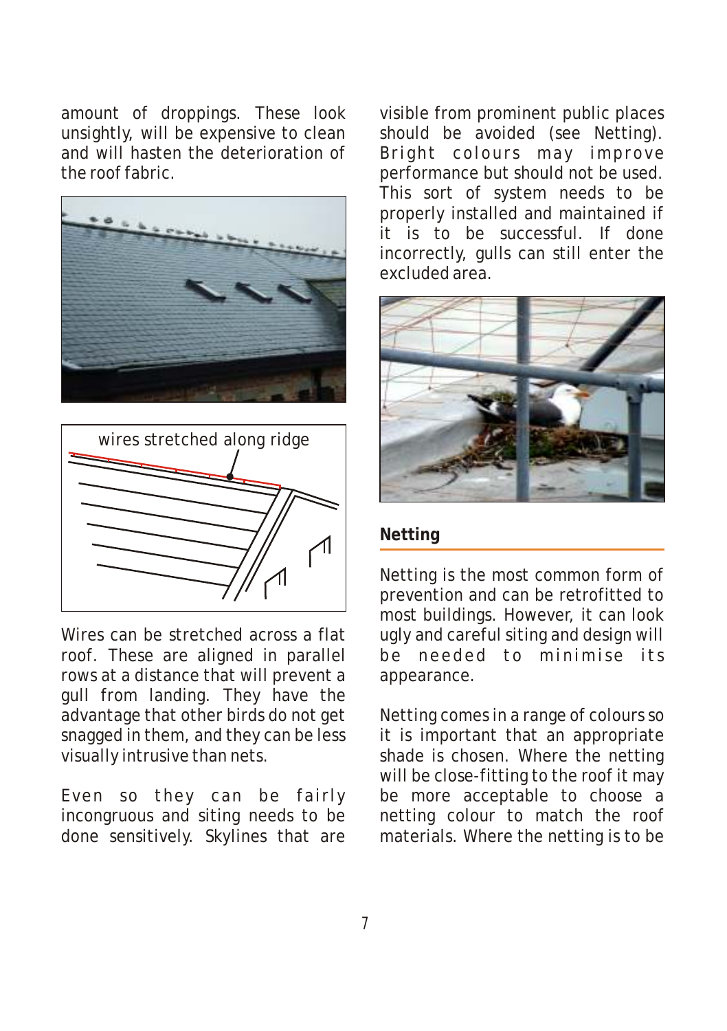amount of droppings. These look unsightly, will be expensive to clean and will hasten the deterioration of the roof fabric.

wires stretched along ridge

Wires can be stretched across a flat roof. These are aligned in parallel rows at a distance that will prevent a gull from landing. They have the advantage that other birds do not get snagged in them, and they can be less visually intrusive than nets.

Even so they can be fairly incongruous and siting needs to be done sensitively. Skylines that are visible from prominent public places should be avoided (see Netting). Bright colours may improve performance but should not be used. This sort of system needs to be properly installed and maintained if it is to be successful. If done incorrectly, gulls can still enter the excluded area.

## Netting

Netting is the most common form of prevention and can be retrofitted to most buildings. However, it can look ugly and careful siting and design will be needed to minimise its appearance.

Netting comes in a range of colours so it is important that an appropriate shade is chosen. Where the netting will be close-fitting to the roof it may be more acceptable to choose a netting colour to match the roof materials. Where the netting is to be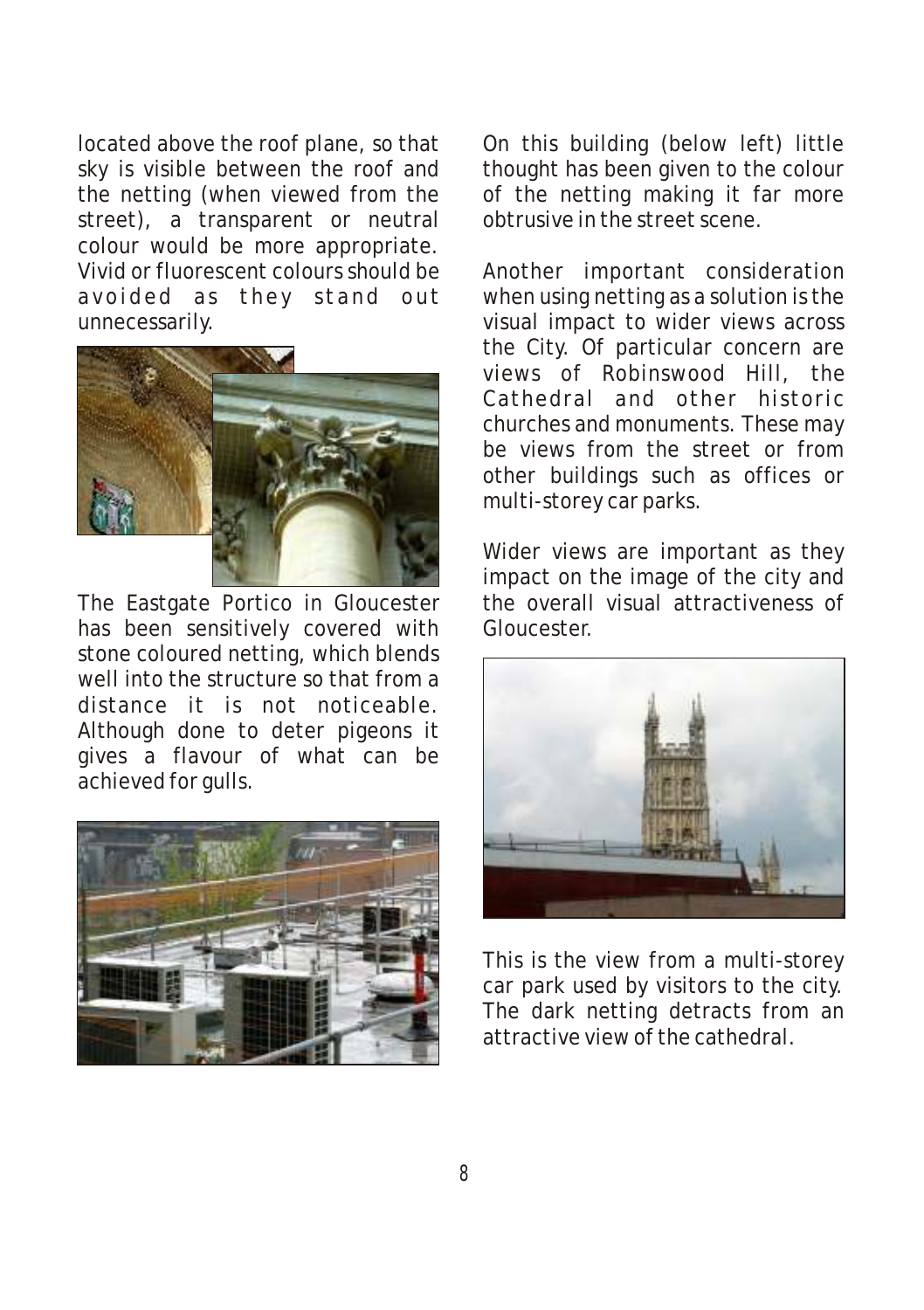located above the roof plane, so that sky is visible between the roof and the netting (when viewed from the street), a transparent or neutral colour would be more appropriate. Vivid or fluorescent colours should be avoided as they stand out unnecessarily.

The Eastgate Portico in Gloucester has been sensitively covered with stone coloured netting, which blends well into the structure so that from a distance it is not noticeable. Although done to deter pigeons it gives a flavour of what can be achieved for gulls.

On this building (below left) little thought has been given to the colour of the netting making it far more obtrusive in the street scene.

Another important consideration when using netting as a solution is the visual impact to wider views across the City. Of particular concern are views of Robinswood Hill, the Cathedral and other historic churches and monuments. These may be views from the street or from other buildings such as offices or multi-storey car parks.

Wider views are important as they impact on the image of the city and the overall visual attractiveness of Gloucester.

This is the view from a multi-storey car park used by visitors to the city. The dark netting detracts from an attractive view of the cathedral.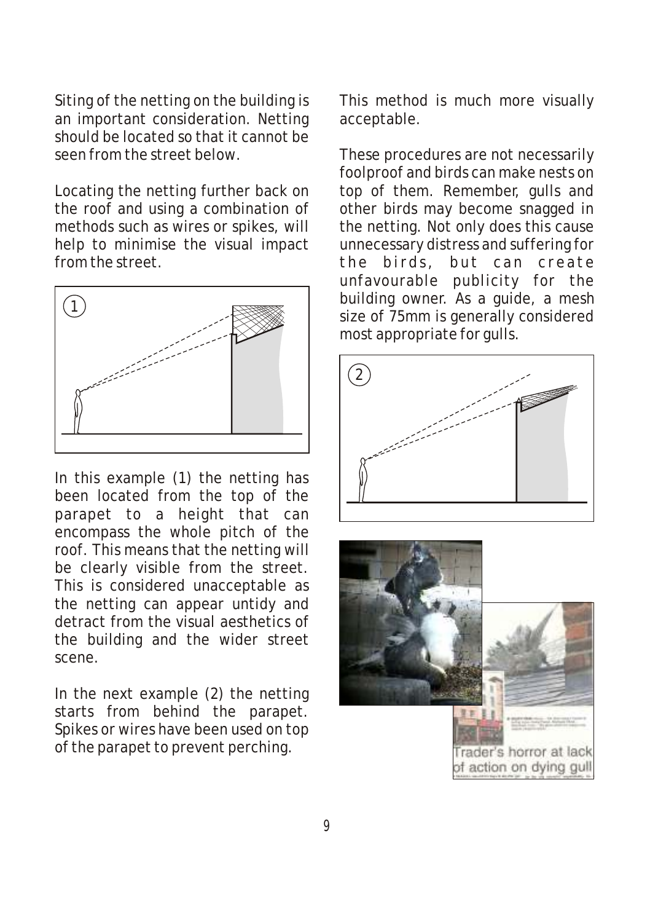Siting of the netting on the building is an important consideration. Netting should be located so that it cannot be seen from the street below.

Locating the netting further back on the roof and using a combination of methods such as wires or spikes, will help to minimise the visual impact from the street.

In this example (1) the netting has been located from the top of the parapet to a height that can encompass the whole pitch of the roof. This means that the netting will be clearly visible from the street. This is considered unacceptable as the netting can appear untidy and detract from the visual aesthetics of the building and the wider street scene.

In the next example (2) the netting starts from behind the parapet. Spikes or wires have been used on top of the parapet to prevent perching.

This method is much more visually acceptable.

These procedures are not necessarily foolproof and birds can make nests on top of them. Remember, gulls and other birds may become snagged in the netting. Not only does this cause unnecessary distress and suffering for the birds, but can create unfavourable publicity for the building owner. As a guide, a mesh size of 75mm is generally considered most appropriate for gulls.

Trader's horror at lack of action on dying gull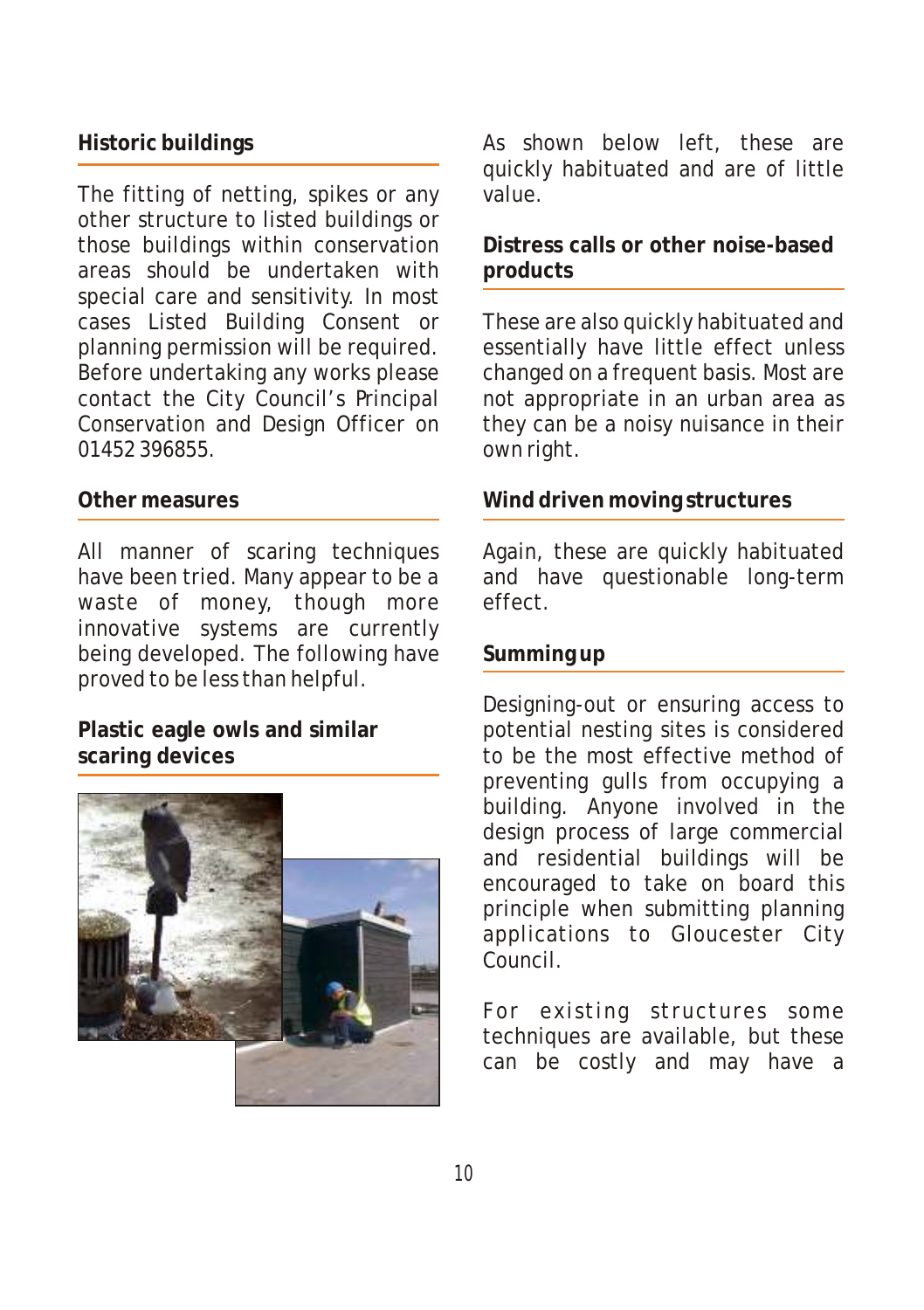## Historic buildings

The fitting of netting, spikes or any other structure to listed buildings or those buildings within conservation areas should be undertaken with special care and sensitivity. In most cases Listed Building Consent or planning permission will be required. Before undertaking any works please contact the City Council's Principal Conservation and Design Officer on 01452 396855.

## Other measures

All manner of scaring techniques have been tried. Many appear to be a waste of money, though more innovative systems are currently being developed. The following have proved to be less than helpful.

## Plastic eagle owls and similar scaring devices

As shown below left, these are quickly habituated and are of little value.

## Distress calls or other noise-based products

These are also quickly habituated and essentially have little effect unless changed on a frequent basis. Most are not appropriate in an urban area as they can be a noisy nuisance in their own right.

## Wind driven moving structures

Again, these are quickly habituated and have questionable long-term effect.

## Summing up

Designing-out or ensuring access to potential nesting sites is considered to be the most effective method of preventing gulls from occupying a building. Anyone involved in the design process of large commercial and residential buildings will be encouraged to take on board this principle when submitting planning applications to Gloucester City Council.

For existing structures some techniques are available, but these can be costly and may have a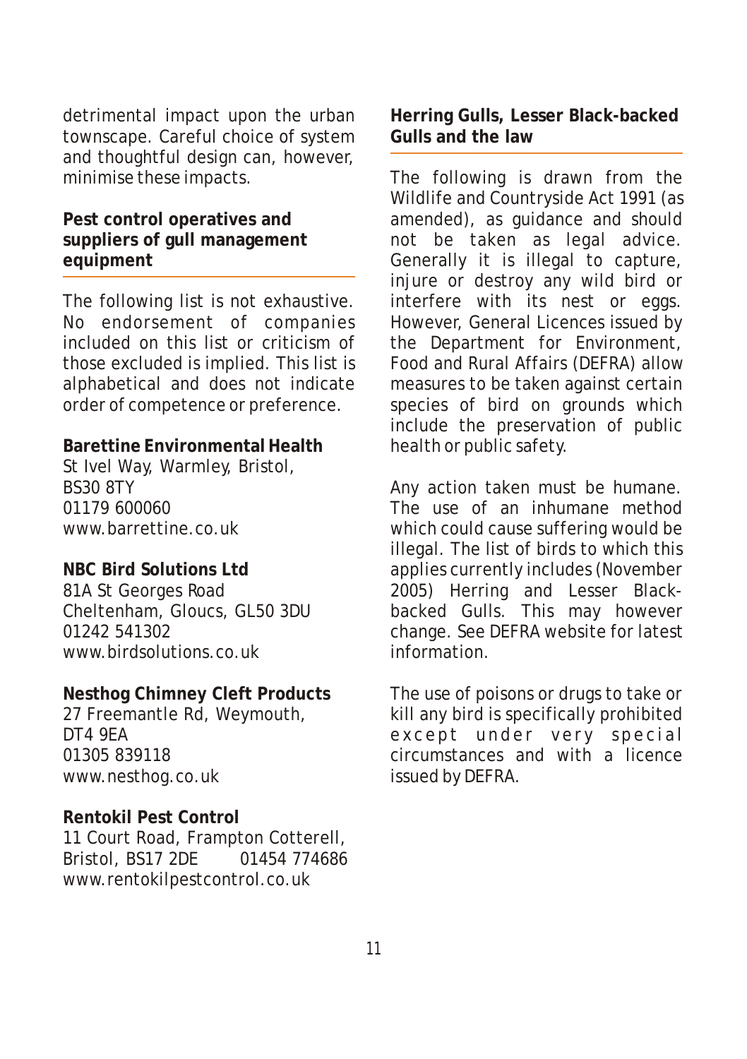detrimental impact upon the urban townscape. Careful choice of system and thoughtful design can, however, minimise these impacts.

## Pest control operatives and suppliers of gull management equipment

The following list is not exhaustive. No endorsement of companies included on this list or criticism of those excluded is implied. This list is alphabetical and does not indicate order of competence or preference.

**Barettine Environmental Health**
St Ivel Way, Warmley, Bristol,
BS30 8TY
01179 600060
www.barrettine.co.uk

**NBC Bird Solutions Ltd**
81A St Georges Road
Cheltenham, Gloucs, GL50 3DU
01242 541302
www.birdsolutions.co.uk

**Nesthog Chimney Cleft Products**
27 Freemantle Rd, Weymouth,
DT4 9EA
01305 839118
www.nesthog.co.uk

**Rentokil Pest Control**
11 Court Road, Frampton Cotterell,
Bristol, BS17 2DE 01454 774686
www.rentokilpestcontrol.co.uk

## Herring Gulls, Lesser Black-backed Gulls and the law

The following is drawn from the Wildlife and Countryside Act 1991 (as amended), as guidance and should not be taken as legal advice. Generally it is illegal to capture, injure or destroy any wild bird or interfere with its nest or eggs. However, General Licences issued by the Department for Environment, Food and Rural Affairs (DEFRA) allow measures to be taken against certain species of bird on grounds which include the preservation of public health or public safety.

Any action taken must be humane. The use of an inhumane method which could cause suffering would be illegal. The list of birds to which this applies currently includes (November 2005) Herring and Lesser Black-backed Gulls. This may however change. See DEFRA website for latest information.

The use of poisons or drugs to take or kill any bird is specifically prohibited except under very special circumstances and with a licence issued by DEFRA.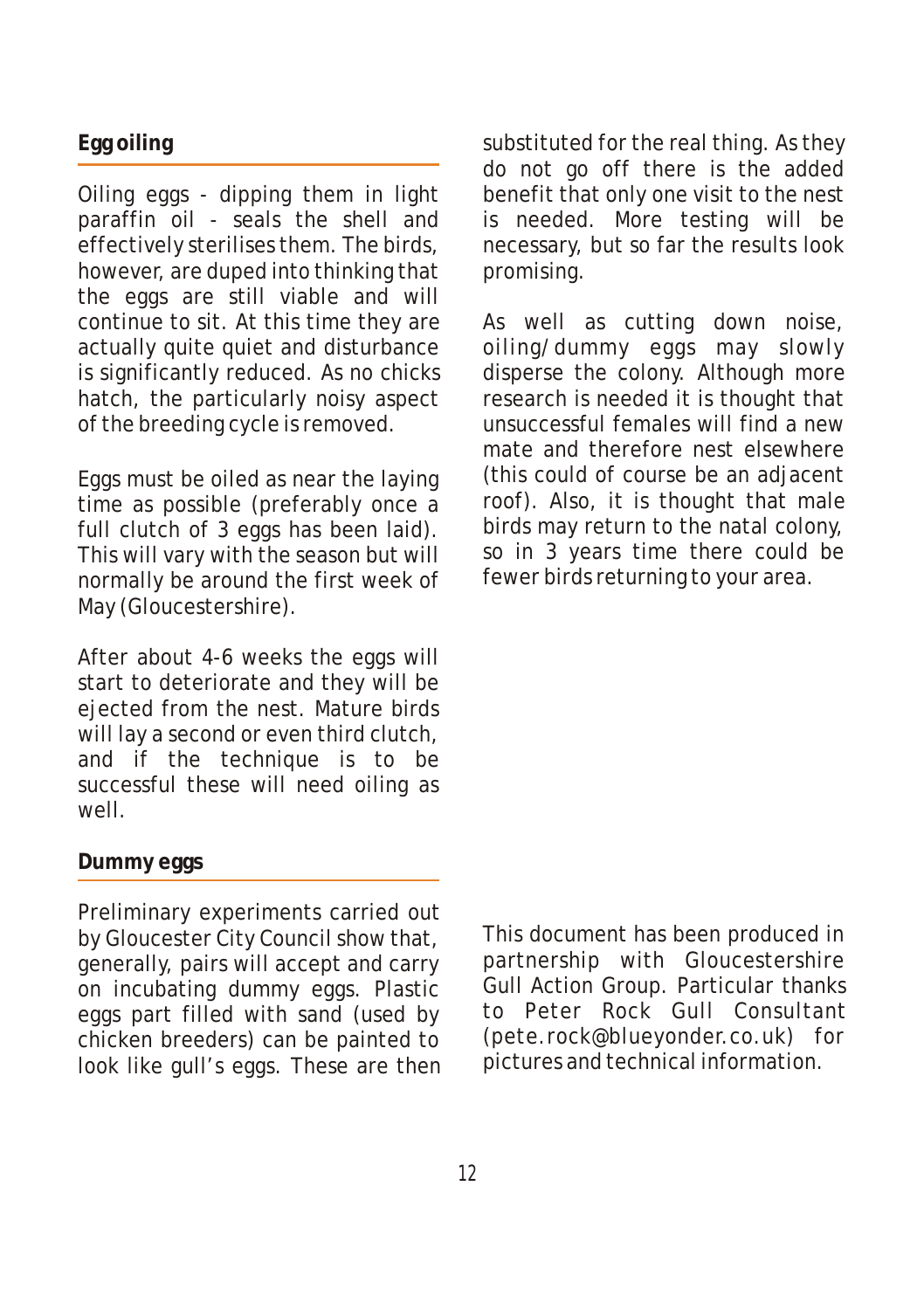## Egg oiling

Oiling eggs - dipping them in light paraffin oil - seals the shell and effectively sterilises them. The birds, however, are duped into thinking that the eggs are still viable and will continue to sit. At this time they are actually quite quiet and disturbance is significantly reduced. As no chicks hatch, the particularly noisy aspect of the breeding cycle is removed.

Eggs must be oiled as near the laying time as possible (preferably once a full clutch of 3 eggs has been laid). This will vary with the season but will normally be around the first week of May (Gloucestershire).

After about 4-6 weeks the eggs will start to deteriorate and they will be ejected from the nest. Mature birds will lay a second or even third clutch, and if the technique is to be successful these will need oiling as well.

## Dummy eggs

Preliminary experiments carried out by Gloucester City Council show that, generally, pairs will accept and carry on incubating dummy eggs. Plastic eggs part filled with sand (used by chicken breeders) can be painted to look like gull's eggs. These are then substituted for the real thing. As they do not go off there is the added benefit that only one visit to the nest is needed. More testing will be necessary, but so far the results look promising.

As well as cutting down noise, oiling/dummy eggs may slowly disperse the colony. Although more research is needed it is thought that unsuccessful females will find a new mate and therefore nest elsewhere (this could of course be an adjacent roof). Also, it is thought that male birds may return to the natal colony, so in 3 years time there could be fewer birds returning to your area.

This document has been produced in partnership with Gloucestershire Gull Action Group. Particular thanks to Peter Rock Gull Consultant (pete.rock@blueyonder.co.uk) for pictures and technical information.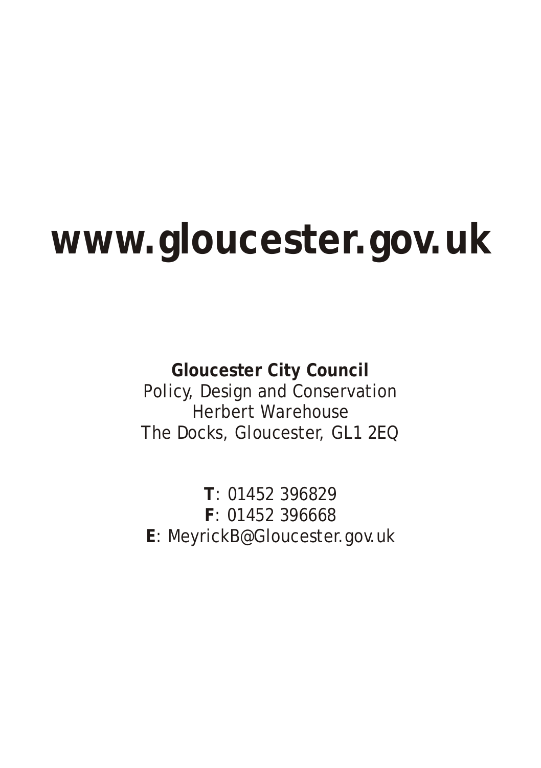# www.gloucester.gov.uk

**Gloucester City Council**
Policy, Design and Conservation
Herbert Warehouse
The Docks, Gloucester, GL1 2EQ

**T**: 01452 396829
**F**: 01452 396668
**E**: MeyrickB@Gloucester.gov.uk